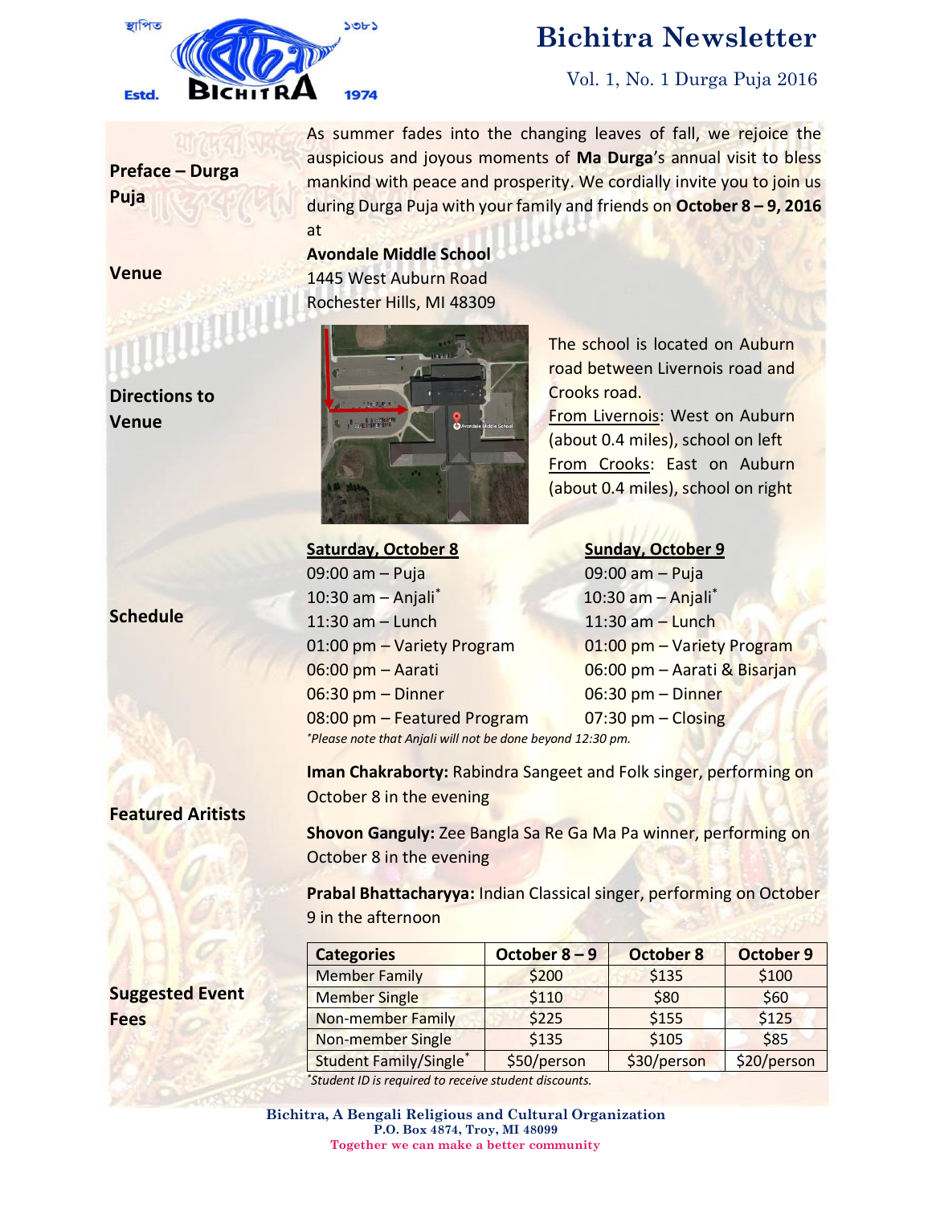# Bichitra Newsletter

Vol. 1, No. 1 Durga Puja 2016

## Preface – Durga Puja

As summer fades into the changing leaves of fall, we rejoice the auspicious and joyous moments of **Ma Durga**'s annual visit to bless mankind with peace and prosperity. We cordially invite you to join us during Durga Puja with your family and friends on **October 8 – 9, 2016** at

## Venue

**Avondale Middle School**
1445 West Auburn Road
Rochester Hills, MI 48309

## Directions to Venue

The school is located on Auburn road between Livernois road and Crooks road.

From Livernois: West on Auburn (about 0.4 miles), school on left

From Crooks: East on Auburn (about 0.4 miles), school on right

## Schedule

**Saturday, October 8**

09:00 am – Puja
10:30 am – Anjali*
11:30 am – Lunch
01:00 pm – Variety Program
06:00 pm – Aarati
06:30 pm – Dinner
08:00 pm – Featured Program

**Sunday, October 9**

09:00 am – Puja
10:30 am – Anjali*
11:30 am – Lunch
01:00 pm – Variety Program
06:00 pm – Aarati & Bisarjan
06:30 pm – Dinner
07:30 pm – Closing

*\*Please note that Anjali will not be done beyond 12:30 pm.*

## Featured Aritists

**Iman Chakraborty:** Rabindra Sangeet and Folk singer, performing on October 8 in the evening

**Shovon Ganguly:** Zee Bangla Sa Re Ga Ma Pa winner, performing on October 8 in the evening

**Prabal Bhattacharyya:** Indian Classical singer, performing on October 9 in the afternoon

## Suggested Event Fees

| Categories | October 8 – 9 | October 8 | October 9 |
|---|---|---|---|
| Member Family | $200 | $135 | $100 |
| Member Single | $110 | $80 | $60 |
| Non-member Family | $225 | $155 | $125 |
| Non-member Single | $135 | $105 | $85 |
| Student Family/Single* | $50/person | $30/person | $20/person |

*\*Student ID is required to receive student discounts.*

**Bichitra, A Bengali Religious and Cultural Organization**
**P.O. Box 4874, Troy, MI 48099**
**Together we can make a better community**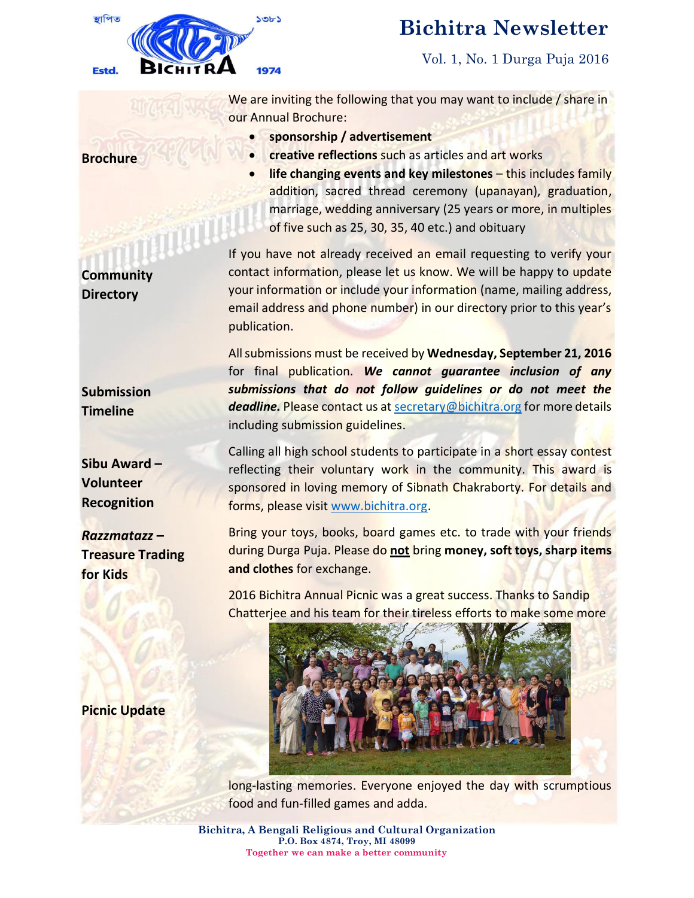# Bichitra Newsletter

Vol. 1, No. 1 Durga Puja 2016

**Brochure**

We are inviting the following that you may want to include / share in our Annual Brochure:

- **sponsorship / advertisement**
- **creative reflections** such as articles and art works
- **life changing events and key milestones** – this includes family addition, sacred thread ceremony (upanayan), graduation, marriage, wedding anniversary (25 years or more, in multiples of five such as 25, 30, 35, 40 etc.) and obituary

**Community Directory**

If you have not already received an email requesting to verify your contact information, please let us know. We will be happy to update your information or include your information (name, mailing address, email address and phone number) in our directory prior to this year's publication.

**Submission Timeline**

All submissions must be received by **Wednesday, September 21, 2016** for final publication. ***We cannot guarantee inclusion of any submissions that do not follow guidelines or do not meet the deadline.*** Please contact us at secretary@bichitra.org for more details including submission guidelines.

**Sibu Award – Volunteer Recognition**

Calling all high school students to participate in a short essay contest reflecting their voluntary work in the community. This award is sponsored in loving memory of Sibnath Chakraborty. For details and forms, please visit www.bichitra.org.

***Razzmatazz* – Treasure Trading for Kids**

Bring your toys, books, board games etc. to trade with your friends during Durga Puja. Please do **not** bring **money, soft toys, sharp items and clothes** for exchange.

**Picnic Update**

2016 Bichitra Annual Picnic was a great success. Thanks to Sandip Chatterjee and his team for their tireless efforts to make some more long-lasting memories. Everyone enjoyed the day with scrumptious food and fun-filled games and adda.

**Bichitra, A Bengali Religious and Cultural Organization**
**P.O. Box 4874, Troy, MI 48099**
**Together we can make a better community**